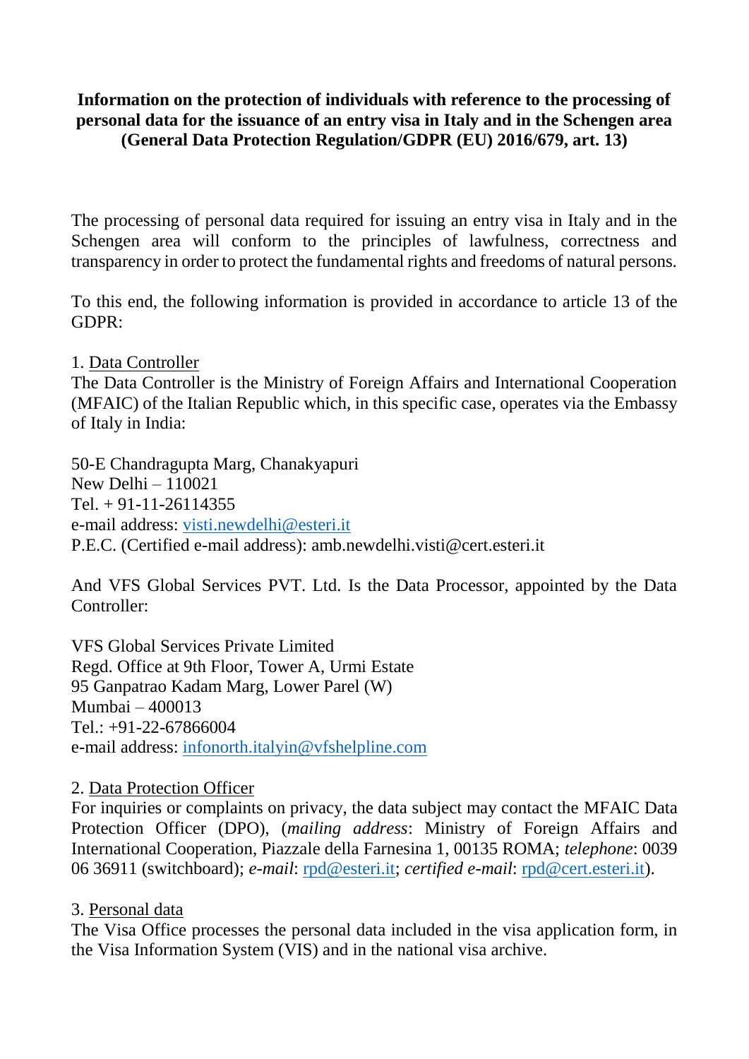**Information on the protection of individuals with reference to the processing of personal data for the issuance of an entry visa in Italy and in the Schengen area (General Data Protection Regulation/GDPR (EU) 2016/679, art. 13)**

The processing of personal data required for issuing an entry visa in Italy and in the Schengen area will conform to the principles of lawfulness, correctness and transparency in order to protect the fundamental rights and freedoms of natural persons.

To this end, the following information is provided in accordance to article 13 of the GDPR:

1. Data Controller
The Data Controller is the Ministry of Foreign Affairs and International Cooperation (MFAIC) of the Italian Republic which, in this specific case, operates via the Embassy of Italy in India:

50-E Chandragupta Marg, Chanakyapuri
New Delhi – 110021
Tel. + 91-11-26114355
e-mail address: visti.newdelhi@esteri.it
P.E.C. (Certified e-mail address): amb.newdelhi.visti@cert.esteri.it

And VFS Global Services PVT. Ltd. Is the Data Processor, appointed by the Data Controller:

VFS Global Services Private Limited
Regd. Office at 9th Floor, Tower A, Urmi Estate
95 Ganpatrao Kadam Marg, Lower Parel (W)
Mumbai – 400013
Tel.: +91-22-67866004
e-mail address: infonorth.italyin@vfshelpline.com

2. Data Protection Officer
For inquiries or complaints on privacy, the data subject may contact the MFAIC Data Protection Officer (DPO), (*mailing address*: Ministry of Foreign Affairs and International Cooperation, Piazzale della Farnesina 1, 00135 ROMA; *telephone*: 0039 06 36911 (switchboard); *e-mail*: rpd@esteri.it; *certified e-mail*: rpd@cert.esteri.it).

3. Personal data
The Visa Office processes the personal data included in the visa application form, in the Visa Information System (VIS) and in the national visa archive.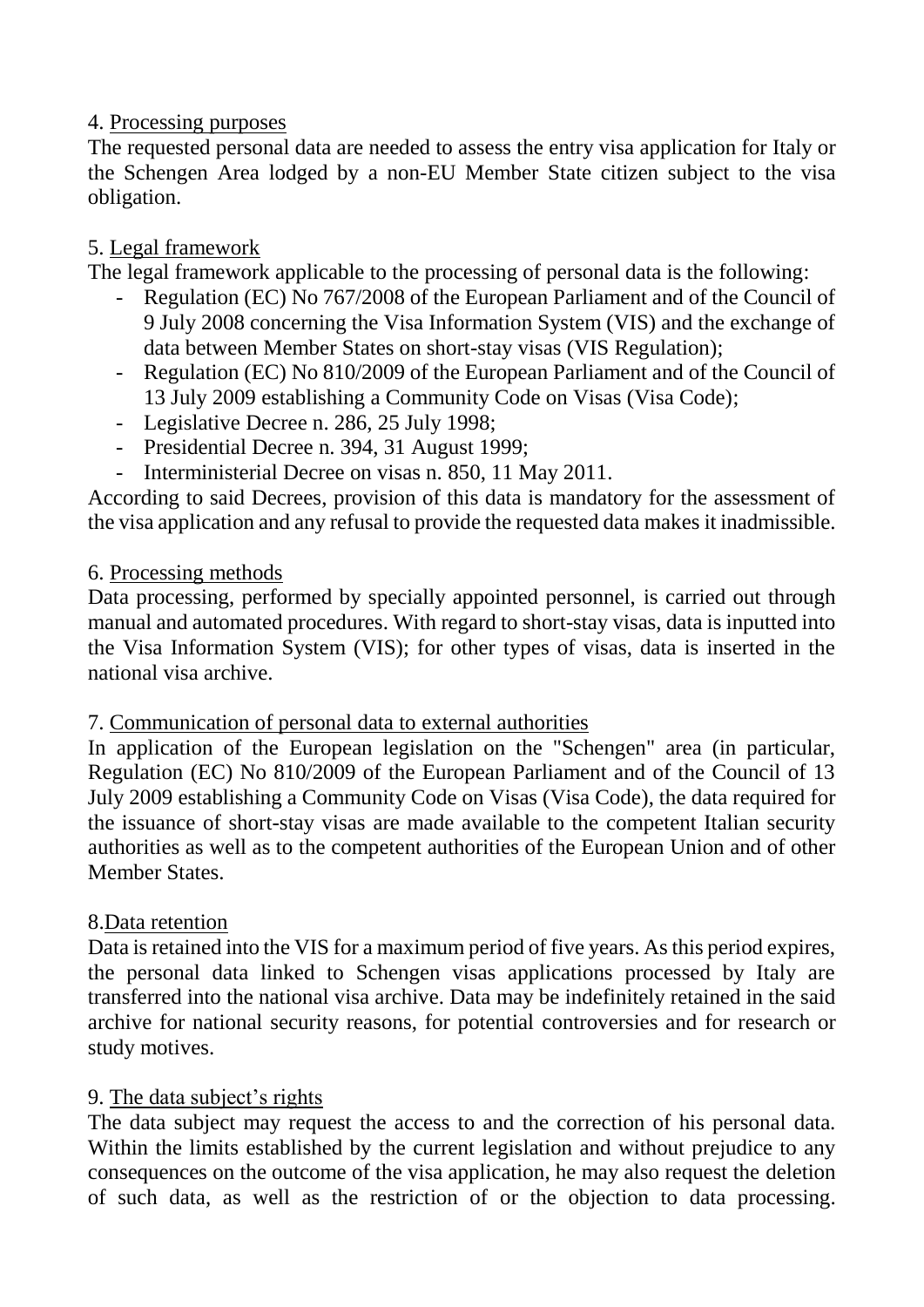4. Processing purposes

The requested personal data are needed to assess the entry visa application for Italy or the Schengen Area lodged by a non-EU Member State citizen subject to the visa obligation.

5. Legal framework

The legal framework applicable to the processing of personal data is the following:

- Regulation (EC) No 767/2008 of the European Parliament and of the Council of 9 July 2008 concerning the Visa Information System (VIS) and the exchange of data between Member States on short-stay visas (VIS Regulation);
- Regulation (EC) No 810/2009 of the European Parliament and of the Council of 13 July 2009 establishing a Community Code on Visas (Visa Code);
- Legislative Decree n. 286, 25 July 1998;
- Presidential Decree n. 394, 31 August 1999;
- Interministerial Decree on visas n. 850, 11 May 2011.

According to said Decrees, provision of this data is mandatory for the assessment of the visa application and any refusal to provide the requested data makes it inadmissible.

6. Processing methods

Data processing, performed by specially appointed personnel, is carried out through manual and automated procedures. With regard to short-stay visas, data is inputted into the Visa Information System (VIS); for other types of visas, data is inserted in the national visa archive.

7. Communication of personal data to external authorities

In application of the European legislation on the "Schengen" area (in particular, Regulation (EC) No 810/2009 of the European Parliament and of the Council of 13 July 2009 establishing a Community Code on Visas (Visa Code), the data required for the issuance of short-stay visas are made available to the competent Italian security authorities as well as to the competent authorities of the European Union and of other Member States.

8.Data retention

Data is retained into the VIS for a maximum period of five years. As this period expires, the personal data linked to Schengen visas applications processed by Italy are transferred into the national visa archive. Data may be indefinitely retained in the said archive for national security reasons, for potential controversies and for research or study motives.

9. The data subject's rights

The data subject may request the access to and the correction of his personal data. Within the limits established by the current legislation and without prejudice to any consequences on the outcome of the visa application, he may also request the deletion of such data, as well as the restriction of or the objection to data processing.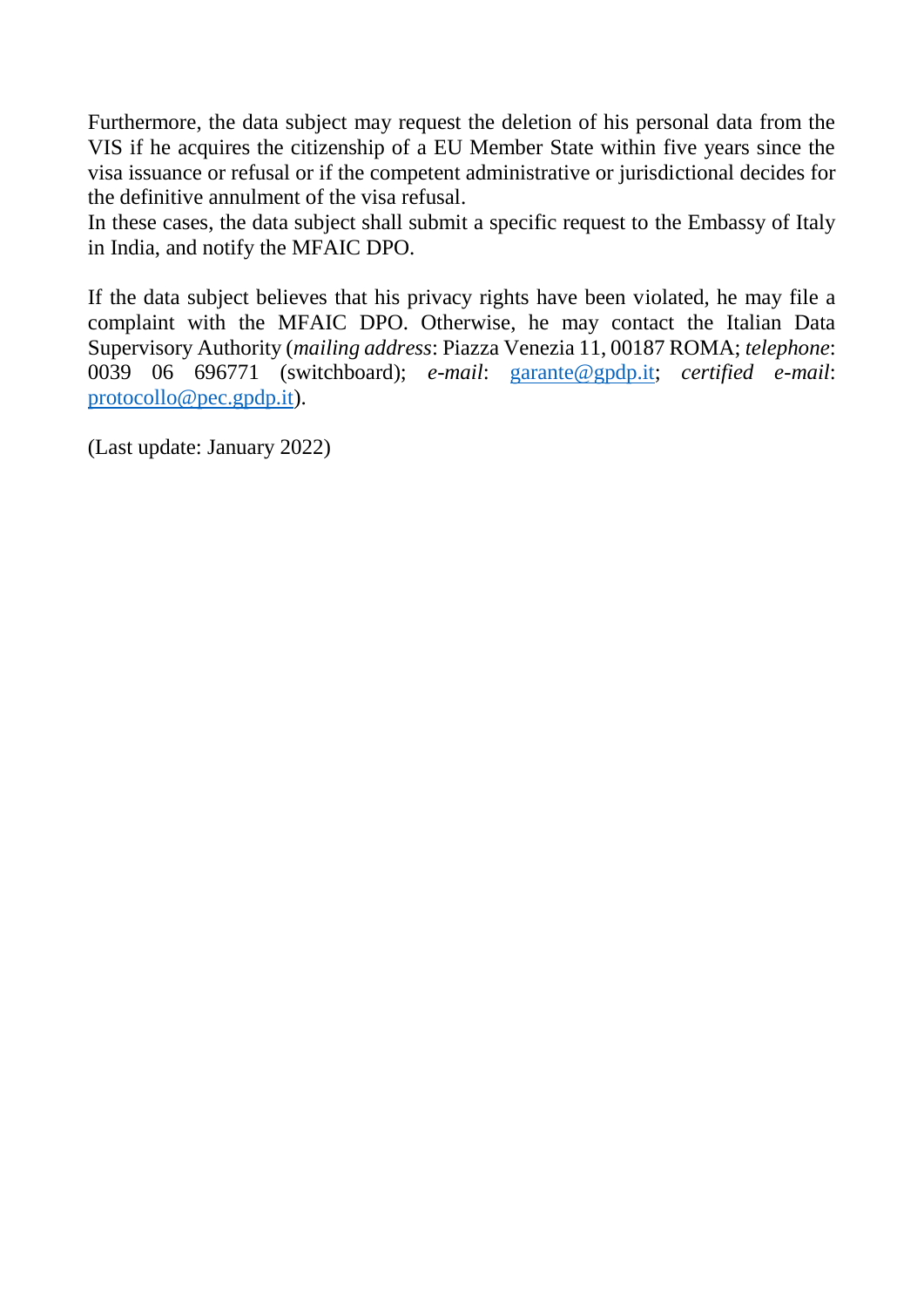Furthermore, the data subject may request the deletion of his personal data from the VIS if he acquires the citizenship of a EU Member State within five years since the visa issuance or refusal or if the competent administrative or jurisdictional decides for the definitive annulment of the visa refusal.
In these cases, the data subject shall submit a specific request to the Embassy of Italy in India, and notify the MFAIC DPO.

If the data subject believes that his privacy rights have been violated, he may file a complaint with the MFAIC DPO. Otherwise, he may contact the Italian Data Supervisory Authority (*mailing address*: Piazza Venezia 11, 00187 ROMA; *telephone*: 0039 06 696771 (switchboard); *e-mail*: garante@gpdp.it; *certified e-mail*: protocollo@pec.gpdp.it).

(Last update: January 2022)